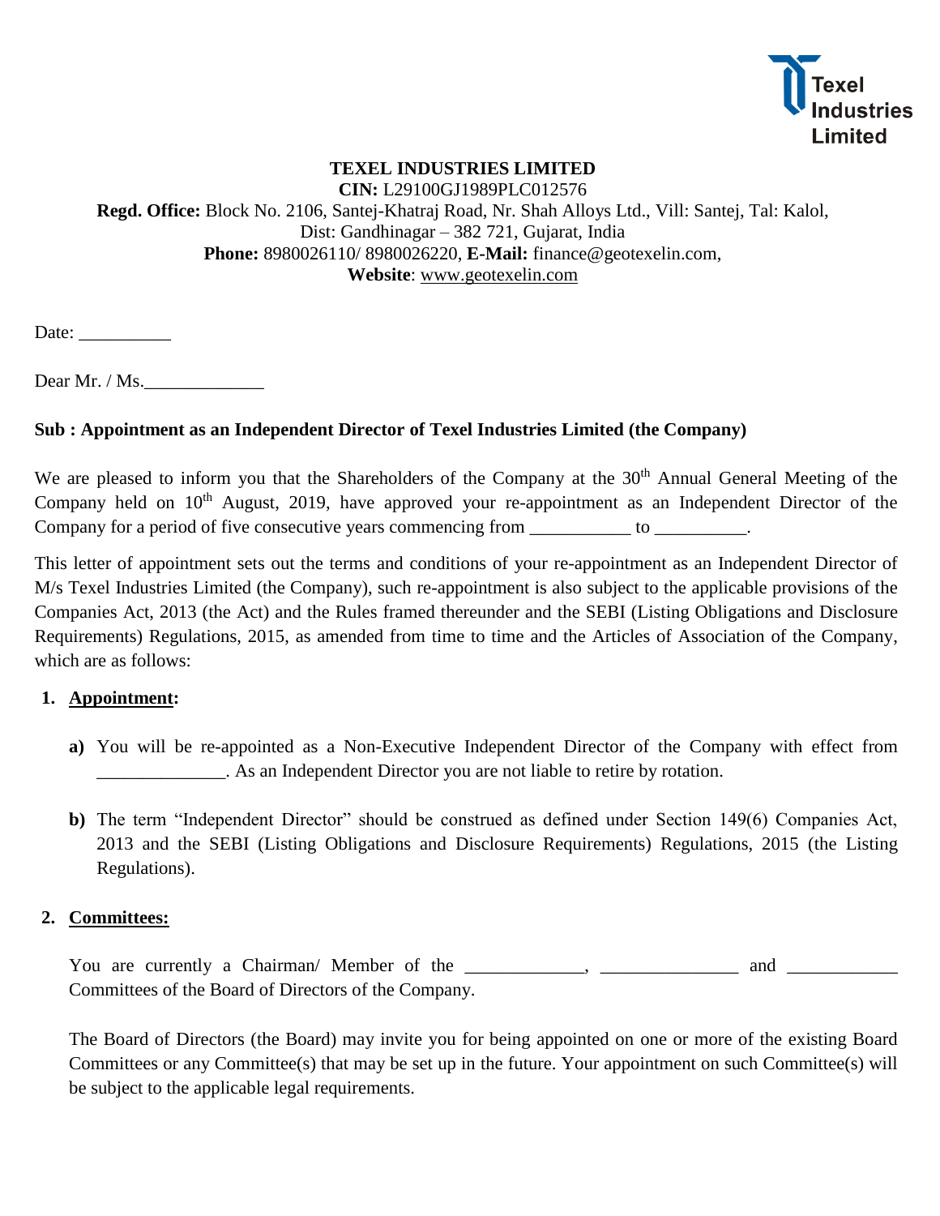Texel Industries Limited

**TEXEL INDUSTRIES LIMITED**

**CIN:** L29100GJ1989PLC012576

**Regd. Office:** Block No. 2106, Santej-Khatraj Road, Nr. Shah Alloys Ltd., Vill: Santej, Tal: Kalol, Dist: Gandhinagar – 382 721, Gujarat, India

**Phone:** 8980026110/ 8980026220, **E-Mail:** finance@geotexelin.com,

**Website**: www.geotexelin.com

Date: __________

Dear Mr. / Ms._____________

**Sub : Appointment as an Independent Director of Texel Industries Limited (the Company)**

We are pleased to inform you that the Shareholders of the Company at the 30th Annual General Meeting of the Company held on 10th August, 2019, have approved your re-appointment as an Independent Director of the Company for a period of five consecutive years commencing from ___________ to __________.

This letter of appointment sets out the terms and conditions of your re-appointment as an Independent Director of M/s Texel Industries Limited (the Company), such re-appointment is also subject to the applicable provisions of the Companies Act, 2013 (the Act) and the Rules framed thereunder and the SEBI (Listing Obligations and Disclosure Requirements) Regulations, 2015, as amended from time to time and the Articles of Association of the Company, which are as follows:

1. **Appointment:**

   **a)** You will be re-appointed as a Non-Executive Independent Director of the Company with effect from ______________. As an Independent Director you are not liable to retire by rotation.

   **b)** The term "Independent Director" should be construed as defined under Section 149(6) Companies Act, 2013 and the SEBI (Listing Obligations and Disclosure Requirements) Regulations, 2015 (the Listing Regulations).

2. **Committees:**

   You are currently a Chairman/ Member of the _____________, _______________ and ____________ Committees of the Board of Directors of the Company.

   The Board of Directors (the Board) may invite you for being appointed on one or more of the existing Board Committees or any Committee(s) that may be set up in the future. Your appointment on such Committee(s) will be subject to the applicable legal requirements.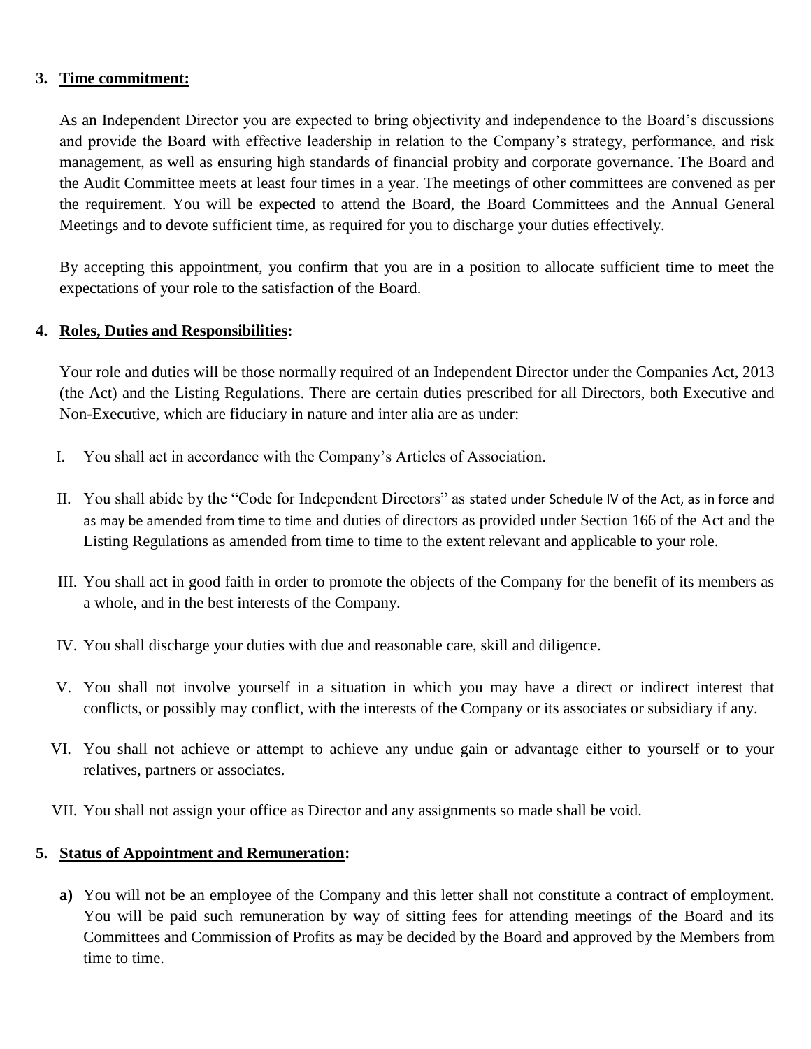3. **Time commitment:**

   As an Independent Director you are expected to bring objectivity and independence to the Board's discussions and provide the Board with effective leadership in relation to the Company's strategy, performance, and risk management, as well as ensuring high standards of financial probity and corporate governance. The Board and the Audit Committee meets at least four times in a year. The meetings of other committees are convened as per the requirement. You will be expected to attend the Board, the Board Committees and the Annual General Meetings and to devote sufficient time, as required for you to discharge your duties effectively.

   By accepting this appointment, you confirm that you are in a position to allocate sufficient time to meet the expectations of your role to the satisfaction of the Board.

4. **Roles, Duties and Responsibilities:**

   Your role and duties will be those normally required of an Independent Director under the Companies Act, 2013 (the Act) and the Listing Regulations. There are certain duties prescribed for all Directors, both Executive and Non-Executive, which are fiduciary in nature and inter alia are as under:

   I. You shall act in accordance with the Company's Articles of Association.

   II. You shall abide by the "Code for Independent Directors" as stated under Schedule IV of the Act, as in force and as may be amended from time to time and duties of directors as provided under Section 166 of the Act and the Listing Regulations as amended from time to time to the extent relevant and applicable to your role.

   III. You shall act in good faith in order to promote the objects of the Company for the benefit of its members as a whole, and in the best interests of the Company.

   IV. You shall discharge your duties with due and reasonable care, skill and diligence.

   V. You shall not involve yourself in a situation in which you may have a direct or indirect interest that conflicts, or possibly may conflict, with the interests of the Company or its associates or subsidiary if any.

   VI. You shall not achieve or attempt to achieve any undue gain or advantage either to yourself or to your relatives, partners or associates.

   VII. You shall not assign your office as Director and any assignments so made shall be void.

5. **Status of Appointment and Remuneration:**

   **a)** You will not be an employee of the Company and this letter shall not constitute a contract of employment. You will be paid such remuneration by way of sitting fees for attending meetings of the Board and its Committees and Commission of Profits as may be decided by the Board and approved by the Members from time to time.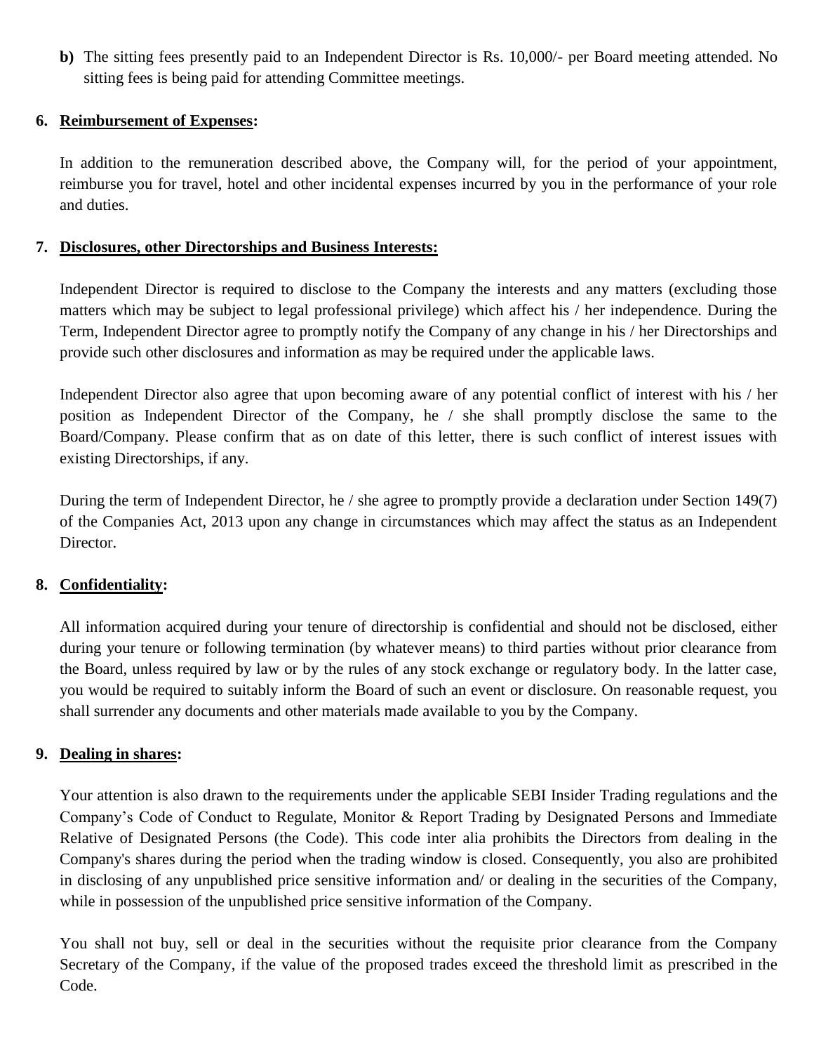**b)** The sitting fees presently paid to an Independent Director is Rs. 10,000/- per Board meeting attended. No sitting fees is being paid for attending Committee meetings.

**6. Reimbursement of Expenses:**

In addition to the remuneration described above, the Company will, for the period of your appointment, reimburse you for travel, hotel and other incidental expenses incurred by you in the performance of your role and duties.

**7. Disclosures, other Directorships and Business Interests:**

Independent Director is required to disclose to the Company the interests and any matters (excluding those matters which may be subject to legal professional privilege) which affect his / her independence. During the Term, Independent Director agree to promptly notify the Company of any change in his / her Directorships and provide such other disclosures and information as may be required under the applicable laws.

Independent Director also agree that upon becoming aware of any potential conflict of interest with his / her position as Independent Director of the Company, he / she shall promptly disclose the same to the Board/Company. Please confirm that as on date of this letter, there is such conflict of interest issues with existing Directorships, if any.

During the term of Independent Director, he / she agree to promptly provide a declaration under Section 149(7) of the Companies Act, 2013 upon any change in circumstances which may affect the status as an Independent Director.

**8. Confidentiality:**

All information acquired during your tenure of directorship is confidential and should not be disclosed, either during your tenure or following termination (by whatever means) to third parties without prior clearance from the Board, unless required by law or by the rules of any stock exchange or regulatory body. In the latter case, you would be required to suitably inform the Board of such an event or disclosure. On reasonable request, you shall surrender any documents and other materials made available to you by the Company.

**9. Dealing in shares:**

Your attention is also drawn to the requirements under the applicable SEBI Insider Trading regulations and the Company's Code of Conduct to Regulate, Monitor & Report Trading by Designated Persons and Immediate Relative of Designated Persons (the Code). This code inter alia prohibits the Directors from dealing in the Company's shares during the period when the trading window is closed. Consequently, you also are prohibited in disclosing of any unpublished price sensitive information and/ or dealing in the securities of the Company, while in possession of the unpublished price sensitive information of the Company.

You shall not buy, sell or deal in the securities without the requisite prior clearance from the Company Secretary of the Company, if the value of the proposed trades exceed the threshold limit as prescribed in the Code.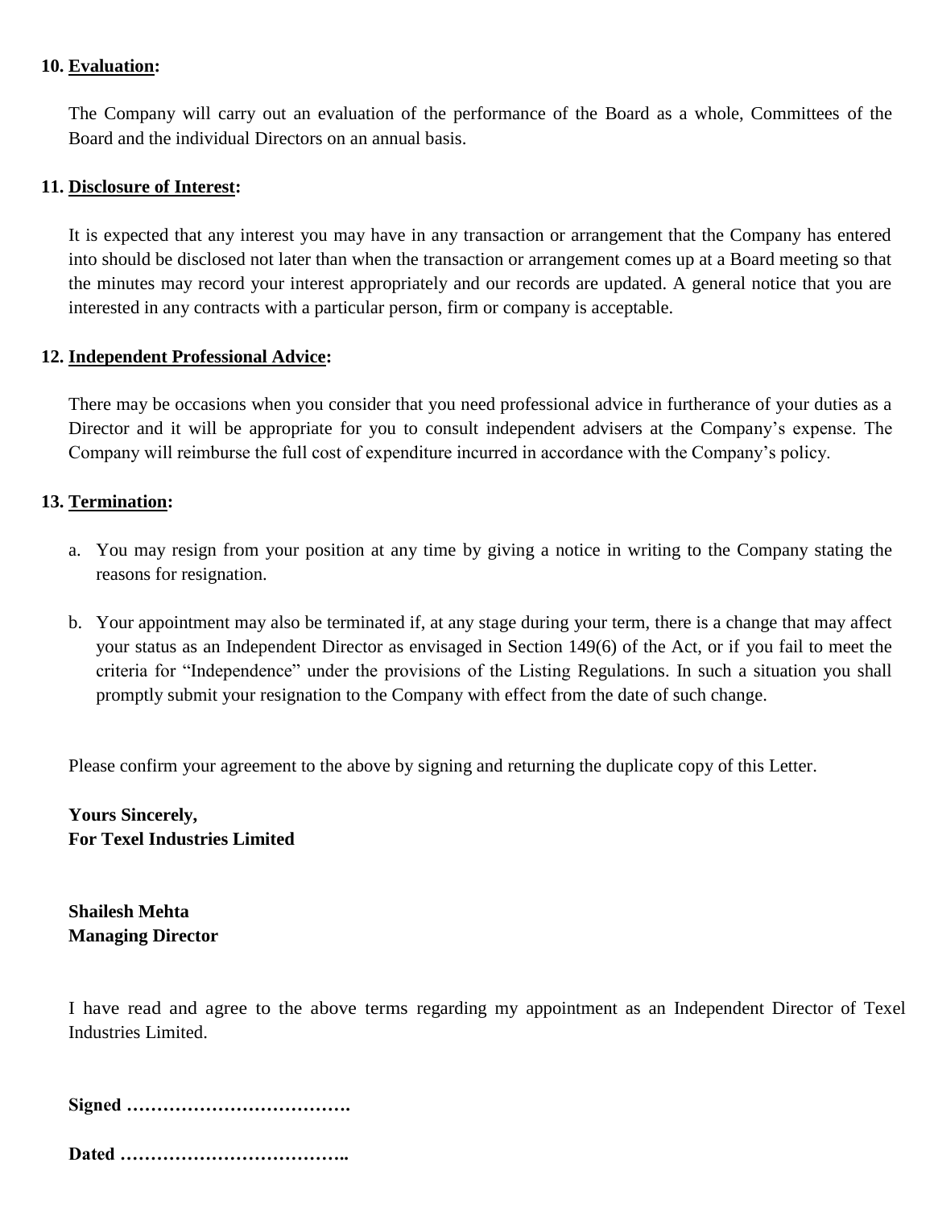10. **<u>Evaluation</u>:**

The Company will carry out an evaluation of the performance of the Board as a whole, Committees of the Board and the individual Directors on an annual basis.

11. **<u>Disclosure of Interest</u>:**

It is expected that any interest you may have in any transaction or arrangement that the Company has entered into should be disclosed not later than when the transaction or arrangement comes up at a Board meeting so that the minutes may record your interest appropriately and our records are updated. A general notice that you are interested in any contracts with a particular person, firm or company is acceptable.

12. **<u>Independent Professional Advice</u>:**

There may be occasions when you consider that you need professional advice in furtherance of your duties as a Director and it will be appropriate for you to consult independent advisers at the Company's expense. The Company will reimburse the full cost of expenditure incurred in accordance with the Company's policy.

13. **<u>Termination</u>:**

a. You may resign from your position at any time by giving a notice in writing to the Company stating the reasons for resignation.

b. Your appointment may also be terminated if, at any stage during your term, there is a change that may affect your status as an Independent Director as envisaged in Section 149(6) of the Act, or if you fail to meet the criteria for "Independence" under the provisions of the Listing Regulations. In such a situation you shall promptly submit your resignation to the Company with effect from the date of such change.

Please confirm your agreement to the above by signing and returning the duplicate copy of this Letter.

**Yours Sincerely,**
**For Texel Industries Limited**

**Shailesh Mehta**
**Managing Director**

I have read and agree to the above terms regarding my appointment as an Independent Director of Texel Industries Limited.

**Signed ……………………………….**

**Dated ………………………………..**